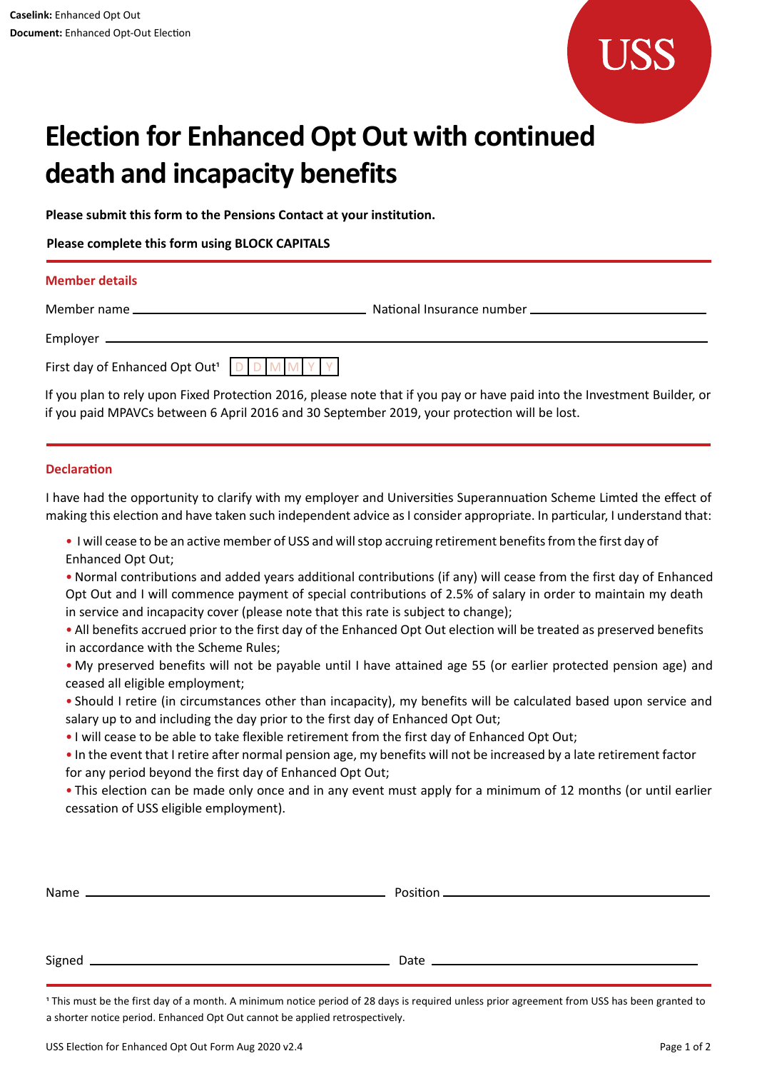**Caselink:** Enhanced Opt Out
**Document:** Enhanced Opt-Out Election

USS

# Election for Enhanced Opt Out with continued death and incapacity benefits

**Please submit this form to the Pensions Contact at your institution.**

**Please complete this form using BLOCK CAPITALS**

## Member details

Member name ______________________________ National Insurance number ______________________________

Employer ____________________________________________________________

First day of Enhanced Opt Out[1] D D M M Y Y

If you plan to rely upon Fixed Protection 2016, please note that if you pay or have paid into the Investment Builder, or if you paid MPAVCs between 6 April 2016 and 30 September 2019, your protection will be lost.

## Declaration

I have had the opportunity to clarify with my employer and Universities Superannuation Scheme Limted the effect of making this election and have taken such independent advice as I consider appropriate. In particular, I understand that:

- I will cease to be an active member of USS and will stop accruing retirement benefits from the first day of Enhanced Opt Out;
- Normal contributions and added years additional contributions (if any) will cease from the first day of Enhanced Opt Out and I will commence payment of special contributions of 2.5% of salary in order to maintain my death in service and incapacity cover (please note that this rate is subject to change);
- All benefits accrued prior to the first day of the Enhanced Opt Out election will be treated as preserved benefits in accordance with the Scheme Rules;
- My preserved benefits will not be payable until I have attained age 55 (or earlier protected pension age) and ceased all eligible employment;
- Should I retire (in circumstances other than incapacity), my benefits will be calculated based upon service and salary up to and including the day prior to the first day of Enhanced Opt Out;
- I will cease to be able to take flexible retirement from the first day of Enhanced Opt Out;
- In the event that I retire after normal pension age, my benefits will not be increased by a late retirement factor for any period beyond the first day of Enhanced Opt Out;
- This election can be made only once and in any event must apply for a minimum of 12 months (or until earlier cessation of USS eligible employment).

Name ______________________________ Position ______________________________

Signed ______________________________ Date ______________________________

[1] This must be the first day of a month. A minimum notice period of 28 days is required unless prior agreement from USS has been granted to a shorter notice period. Enhanced Opt Out cannot be applied retrospectively.

USS Election for Enhanced Opt Out Form Aug 2020 v2.4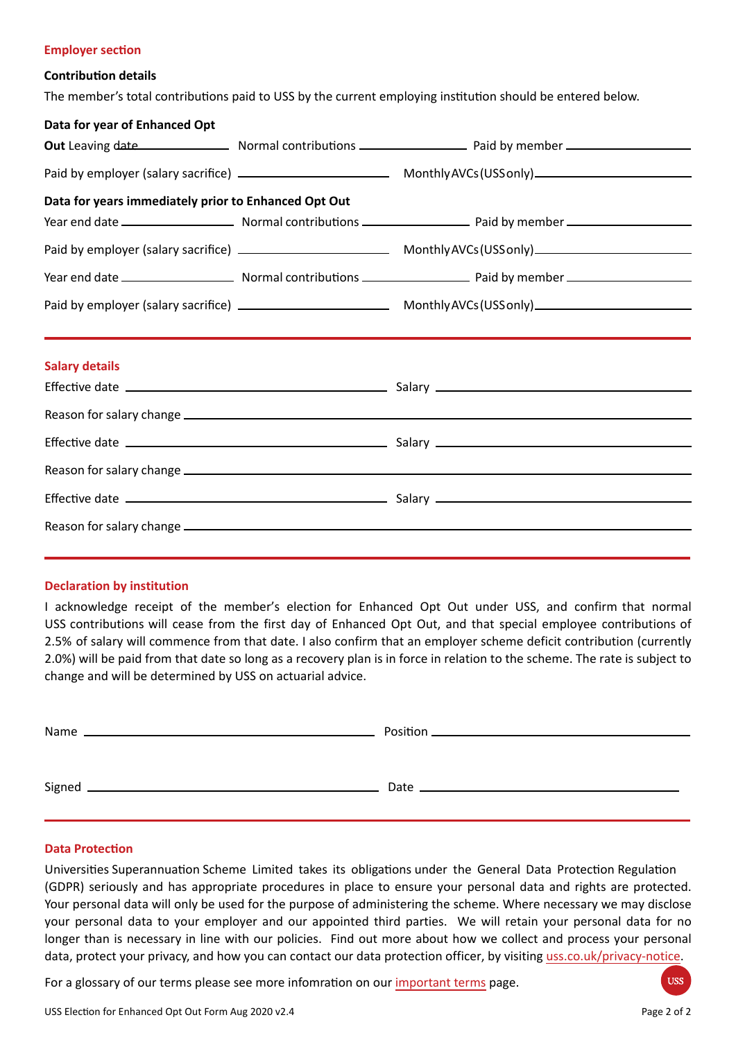## Employer section

### Contribution details

The member's total contributions paid to USS by the current employing institution should be entered below.

**Data for year of Enhanced Opt Out**

**Out** Leaving date \_\_\_\_\_\_\_\_\_\_ Normal contributions \_\_\_\_\_\_\_\_\_\_ Paid by member \_\_\_\_\_\_\_\_\_\_

Paid by employer (salary sacrifice) \_\_\_\_\_\_\_\_\_\_ Monthly AVCs (USS only) \_\_\_\_\_\_\_\_\_\_

**Data for years immediately prior to Enhanced Opt Out**

Year end date \_\_\_\_\_\_\_\_\_\_ Normal contributions \_\_\_\_\_\_\_\_\_\_ Paid by member \_\_\_\_\_\_\_\_\_\_

Paid by employer (salary sacrifice) \_\_\_\_\_\_\_\_\_\_ Monthly AVCs (USS only) \_\_\_\_\_\_\_\_\_\_

Year end date \_\_\_\_\_\_\_\_\_\_ Normal contributions \_\_\_\_\_\_\_\_\_\_ Paid by member \_\_\_\_\_\_\_\_\_\_

Paid by employer (salary sacrifice) \_\_\_\_\_\_\_\_\_\_ Monthly AVCs (USS only) \_\_\_\_\_\_\_\_\_\_

## Salary details

Effective date \_\_\_\_\_\_\_\_\_\_ Salary \_\_\_\_\_\_\_\_\_\_

Reason for salary change \_\_\_\_\_\_\_\_\_\_

Effective date \_\_\_\_\_\_\_\_\_\_ Salary \_\_\_\_\_\_\_\_\_\_

Reason for salary change \_\_\_\_\_\_\_\_\_\_

Effective date \_\_\_\_\_\_\_\_\_\_ Salary \_\_\_\_\_\_\_\_\_\_

Reason for salary change \_\_\_\_\_\_\_\_\_\_

## Declaration by institution

I acknowledge receipt of the member's election for Enhanced Opt Out under USS, and confirm that normal USS contributions will cease from the first day of Enhanced Opt Out, and that special employee contributions of 2.5% of salary will commence from that date. I also confirm that an employer scheme deficit contribution (currently 2.0%) will be paid from that date so long as a recovery plan is in force in relation to the scheme. The rate is subject to change and will be determined by USS on actuarial advice.

Name \_\_\_\_\_\_\_\_\_\_ Position \_\_\_\_\_\_\_\_\_\_

Signed \_\_\_\_\_\_\_\_\_\_ Date \_\_\_\_\_\_\_\_\_\_

## Data Protection

Universities Superannuation Scheme Limited takes its obligations under the General Data Protection Regulation (GDPR) seriously and has appropriate procedures in place to ensure your personal data and rights are protected. Your personal data will only be used for the purpose of administering the scheme. Where necessary we may disclose your personal data to your employer and our appointed third parties. We will retain your personal data for no longer than is necessary in line with our policies. Find out more about how we collect and process your personal data, protect your privacy, and how you can contact our data protection officer, by visiting uss.co.uk/privacy-notice.

For a glossary of our terms please see more infomration on our important terms page.

USS Election for Enhanced Opt Out Form Aug 2020 v2.4